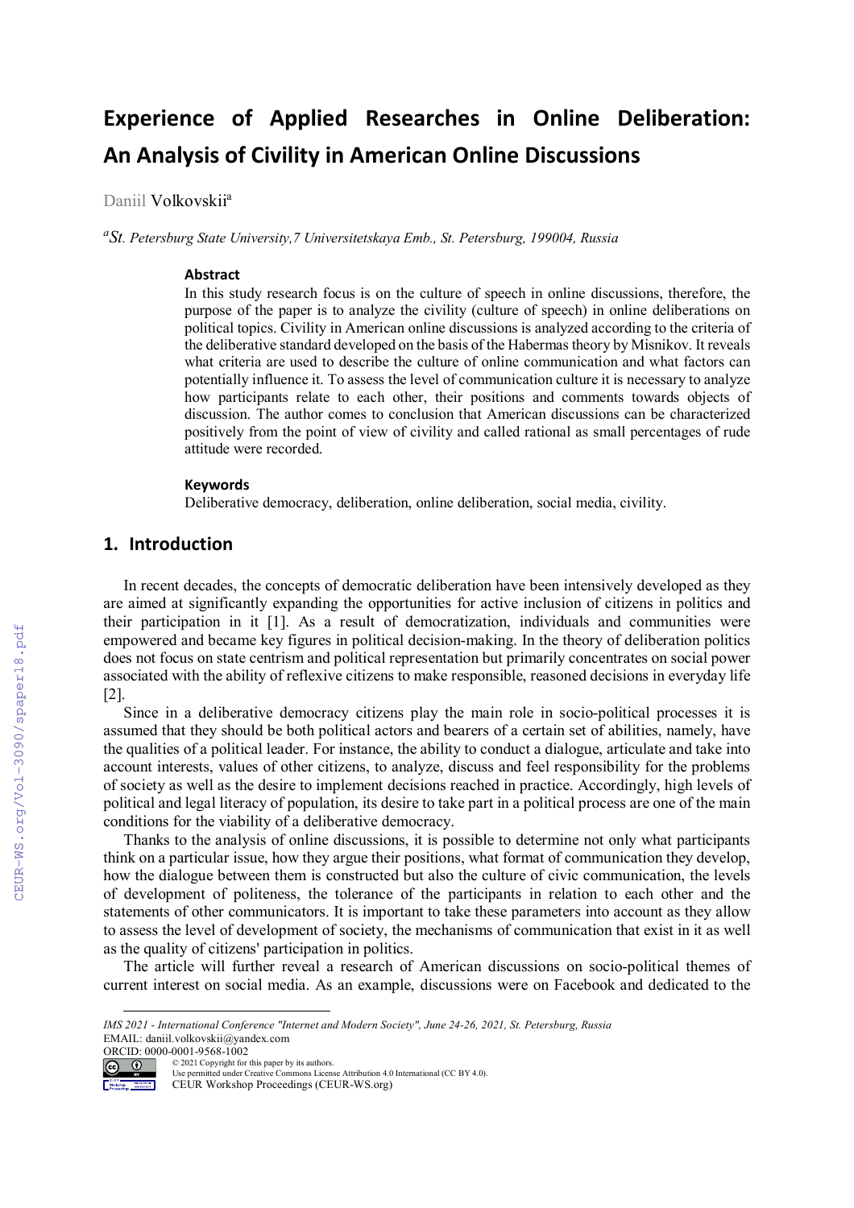# Experience of Applied Researches in Online Deliberation: An Analysis of Civility in American Online Discussions

Daniil Volkovskii[a]

[a]*St. Petersburg State University, 7 Universitetskaya Emb., St. Petersburg, 199004, Russia*

### Abstract

In this study research focus is on the culture of speech in online discussions, therefore, the purpose of the paper is to analyze the civility (culture of speech) in online deliberations on political topics. Civility in American online discussions is analyzed according to the criteria of the deliberative standard developed on the basis of the Habermas theory by Misnikov. It reveals what criteria are used to describe the culture of online communication and what factors can potentially influence it. To assess the level of communication culture it is necessary to analyze how participants relate to each other, their positions and comments towards objects of discussion. The author comes to conclusion that American discussions can be characterized positively from the point of view of civility and called rational as small percentages of rude attitude were recorded.

### Keywords

Deliberative democracy, deliberation, online deliberation, social media, civility.

## 1. Introduction

In recent decades, the concepts of democratic deliberation have been intensively developed as they are aimed at significantly expanding the opportunities for active inclusion of citizens in politics and their participation in it [1]. As a result of democratization, individuals and communities were empowered and became key figures in political decision-making. In the theory of deliberation politics does not focus on state centrism and political representation but primarily concentrates on social power associated with the ability of reflexive citizens to make responsible, reasoned decisions in everyday life [2].

Since in a deliberative democracy citizens play the main role in socio-political processes it is assumed that they should be both political actors and bearers of a certain set of abilities, namely, have the qualities of a political leader. For instance, the ability to conduct a dialogue, articulate and take into account interests, values of other citizens, to analyze, discuss and feel responsibility for the problems of society as well as the desire to implement decisions reached in practice. Accordingly, high levels of political and legal literacy of population, its desire to take part in a political process are one of the main conditions for the viability of a deliberative democracy.

Thanks to the analysis of online discussions, it is possible to determine not only what participants think on a particular issue, how they argue their positions, what format of communication they develop, how the dialogue between them is constructed but also the culture of civic communication, the levels of development of politeness, the tolerance of the participants in relation to each other and the statements of other communicators. It is important to take these parameters into account as they allow to assess the level of development of society, the mechanisms of communication that exist in it as well as the quality of citizens' participation in politics.

The article will further reveal a research of American discussions on socio-political themes of current interest on social media. As an example, discussions were on Facebook and dedicated to the

---

*IMS 2021 - International Conference "Internet and Modern Society", June 24-26, 2021, St. Petersburg, Russia*
EMAIL: daniil.volkovskii@yandex.com
ORCID: 0000-0001-9568-1002

© 2021 Copyright for this paper by its authors.
Use permitted under Creative Commons License Attribution 4.0 International (CC BY 4.0).
CEUR Workshop Proceedings (CEUR-WS.org)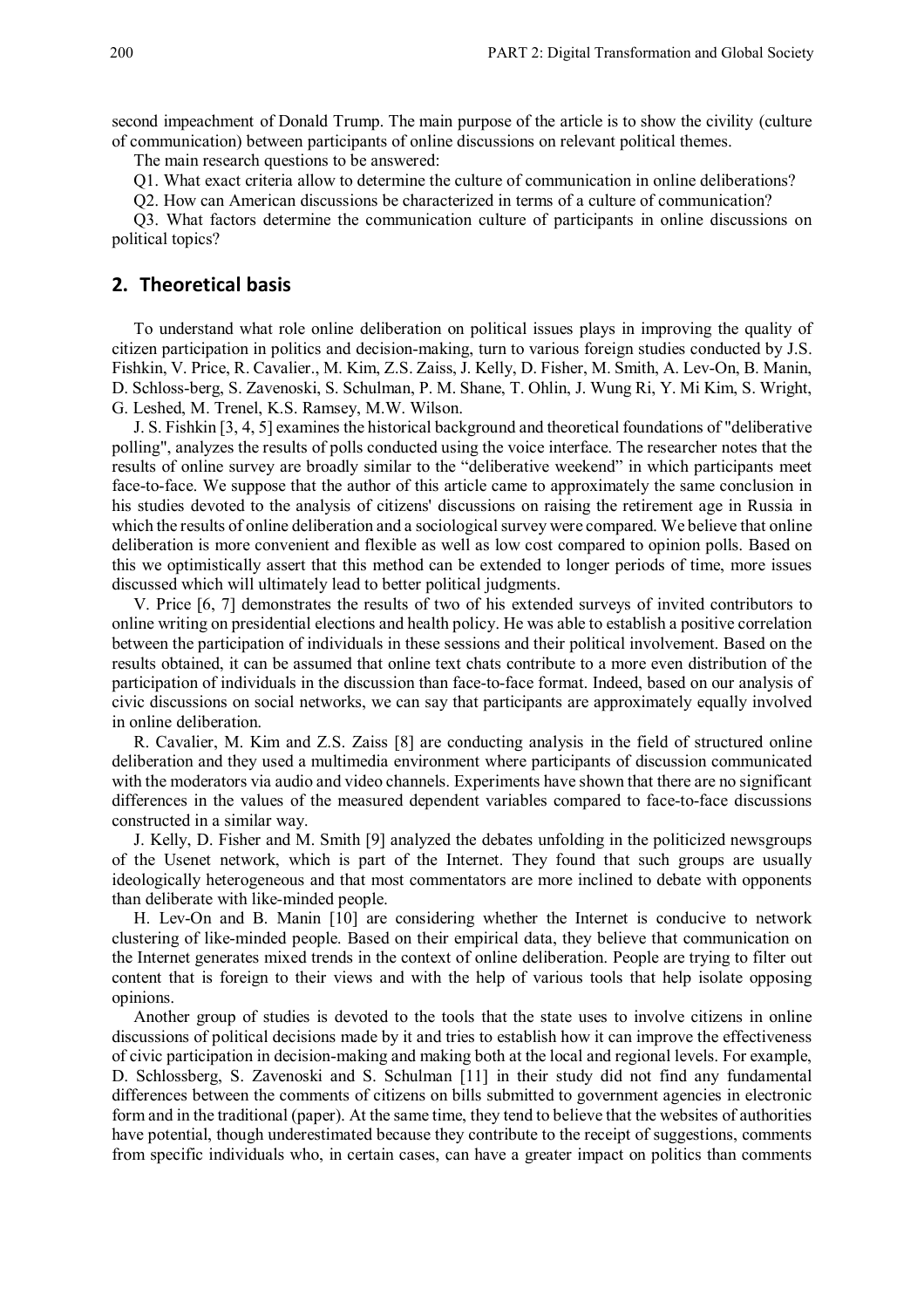second impeachment of Donald Trump. The main purpose of the article is to show the civility (culture of communication) between participants of online discussions on relevant political themes.

The main research questions to be answered:

Q1. What exact criteria allow to determine the culture of communication in online deliberations?

Q2. How can American discussions be characterized in terms of a culture of communication?

Q3. What factors determine the communication culture of participants in online discussions on political topics?

## 2. Theoretical basis

To understand what role online deliberation on political issues plays in improving the quality of citizen participation in politics and decision-making, turn to various foreign studies conducted by J.S. Fishkin, V. Price, R. Cavalier., M. Kim, Z.S. Zaiss, J. Kelly, D. Fisher, M. Smith, A. Lev-On, B. Manin, D. Schloss-berg, S. Zavenoski, S. Schulman, P. M. Shane, T. Ohlin, J. Wung Ri, Y. Mi Kim, S. Wright, G. Leshed, M. Trenel, K.S. Ramsey, M.W. Wilson.

J. S. Fishkin [3, 4, 5] examines the historical background and theoretical foundations of "deliberative polling", analyzes the results of polls conducted using the voice interface. The researcher notes that the results of online survey are broadly similar to the "deliberative weekend" in which participants meet face-to-face. We suppose that the author of this article came to approximately the same conclusion in his studies devoted to the analysis of citizens' discussions on raising the retirement age in Russia in which the results of online deliberation and a sociological survey were compared. We believe that online deliberation is more convenient and flexible as well as low cost compared to opinion polls. Based on this we optimistically assert that this method can be extended to longer periods of time, more issues discussed which will ultimately lead to better political judgments.

V. Price [6, 7] demonstrates the results of two of his extended surveys of invited contributors to online writing on presidential elections and health policy. He was able to establish a positive correlation between the participation of individuals in these sessions and their political involvement. Based on the results obtained, it can be assumed that online text chats contribute to a more even distribution of the participation of individuals in the discussion than face-to-face format. Indeed, based on our analysis of civic discussions on social networks, we can say that participants are approximately equally involved in online deliberation.

R. Cavalier, M. Kim and Z.S. Zaiss [8] are conducting analysis in the field of structured online deliberation and they used a multimedia environment where participants of discussion communicated with the moderators via audio and video channels. Experiments have shown that there are no significant differences in the values of the measured dependent variables compared to face-to-face discussions constructed in a similar way.

J. Kelly, D. Fisher and M. Smith [9] analyzed the debates unfolding in the politicized newsgroups of the Usenet network, which is part of the Internet. They found that such groups are usually ideologically heterogeneous and that most commentators are more inclined to debate with opponents than deliberate with like-minded people.

H. Lev-On and B. Manin [10] are considering whether the Internet is conducive to network clustering of like-minded people. Based on their empirical data, they believe that communication on the Internet generates mixed trends in the context of online deliberation. People are trying to filter out content that is foreign to their views and with the help of various tools that help isolate opposing opinions.

Another group of studies is devoted to the tools that the state uses to involve citizens in online discussions of political decisions made by it and tries to establish how it can improve the effectiveness of civic participation in decision-making and making both at the local and regional levels. For example, D. Schlossberg, S. Zavenoski and S. Schulman [11] in their study did not find any fundamental differences between the comments of citizens on bills submitted to government agencies in electronic form and in the traditional (paper). At the same time, they tend to believe that the websites of authorities have potential, though underestimated because they contribute to the receipt of suggestions, comments from specific individuals who, in certain cases, can have a greater impact on politics than comments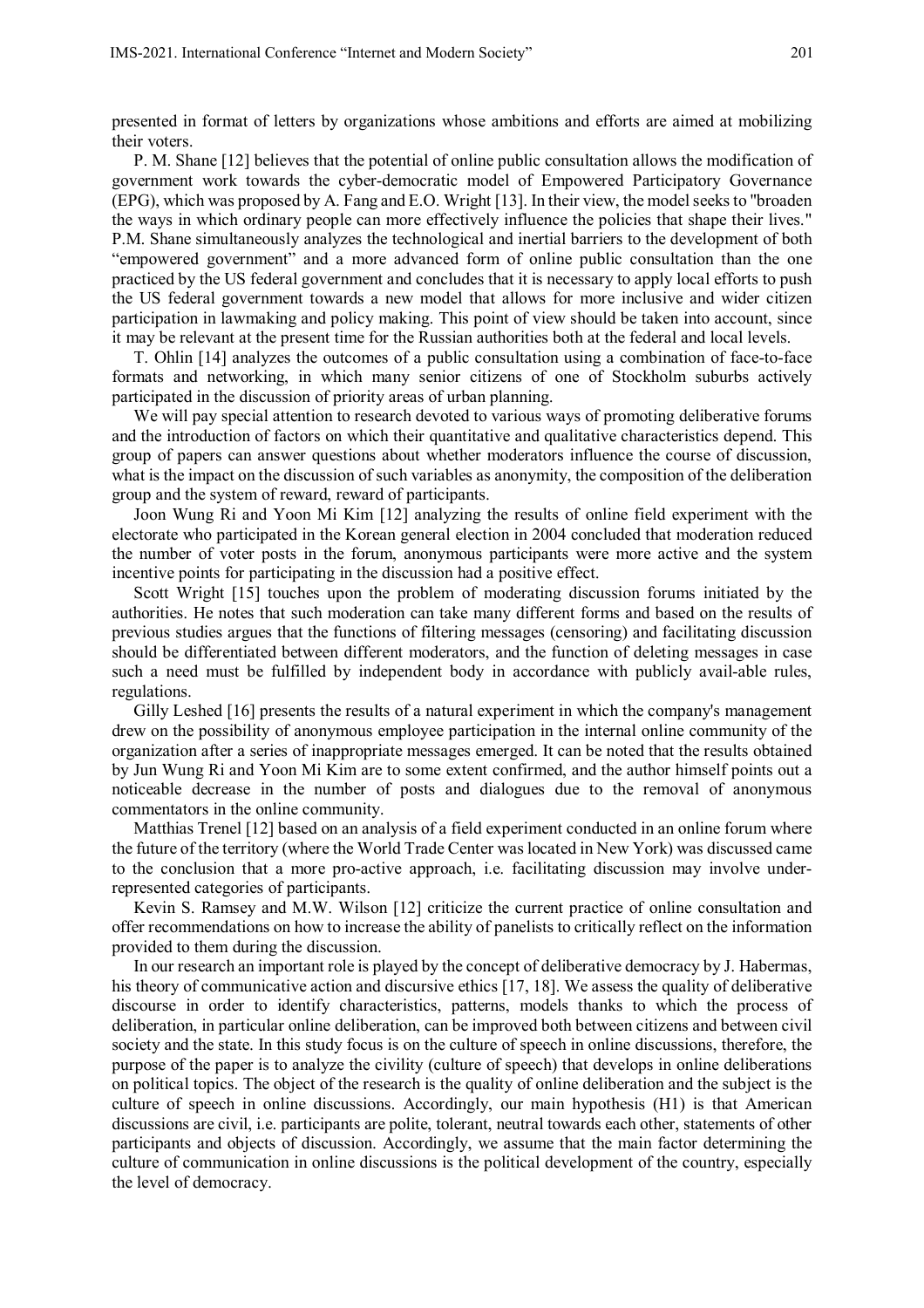presented in format of letters by organizations whose ambitions and efforts are aimed at mobilizing their voters.

P. M. Shane [12] believes that the potential of online public consultation allows the modification of government work towards the cyber-democratic model of Empowered Participatory Governance (EPG), which was proposed by A. Fang and E.O. Wright [13]. In their view, the model seeks to "broaden the ways in which ordinary people can more effectively influence the policies that shape their lives." P.M. Shane simultaneously analyzes the technological and inertial barriers to the development of both "empowered government" and a more advanced form of online public consultation than the one practiced by the US federal government and concludes that it is necessary to apply local efforts to push the US federal government towards a new model that allows for more inclusive and wider citizen participation in lawmaking and policy making. This point of view should be taken into account, since it may be relevant at the present time for the Russian authorities both at the federal and local levels.

T. Ohlin [14] analyzes the outcomes of a public consultation using a combination of face-to-face formats and networking, in which many senior citizens of one of Stockholm suburbs actively participated in the discussion of priority areas of urban planning.

We will pay special attention to research devoted to various ways of promoting deliberative forums and the introduction of factors on which their quantitative and qualitative characteristics depend. This group of papers can answer questions about whether moderators influence the course of discussion, what is the impact on the discussion of such variables as anonymity, the composition of the deliberation group and the system of reward, reward of participants.

Joon Wung Ri and Yoon Mi Kim [12] analyzing the results of online field experiment with the electorate who participated in the Korean general election in 2004 concluded that moderation reduced the number of voter posts in the forum, anonymous participants were more active and the system incentive points for participating in the discussion had a positive effect.

Scott Wright [15] touches upon the problem of moderating discussion forums initiated by the authorities. He notes that such moderation can take many different forms and based on the results of previous studies argues that the functions of filtering messages (censoring) and facilitating discussion should be differentiated between different moderators, and the function of deleting messages in case such a need must be fulfilled by independent body in accordance with publicly avail-able rules, regulations.

Gilly Leshed [16] presents the results of a natural experiment in which the company's management drew on the possibility of anonymous employee participation in the internal online community of the organization after a series of inappropriate messages emerged. It can be noted that the results obtained by Jun Wung Ri and Yoon Mi Kim are to some extent confirmed, and the author himself points out a noticeable decrease in the number of posts and dialogues due to the removal of anonymous commentators in the online community.

Matthias Trenel [12] based on an analysis of a field experiment conducted in an online forum where the future of the territory (where the World Trade Center was located in New York) was discussed came to the conclusion that a more pro-active approach, i.e. facilitating discussion may involve under-represented categories of participants.

Kevin S. Ramsey and M.W. Wilson [12] criticize the current practice of online consultation and offer recommendations on how to increase the ability of panelists to critically reflect on the information provided to them during the discussion.

In our research an important role is played by the concept of deliberative democracy by J. Habermas, his theory of communicative action and discursive ethics [17, 18]. We assess the quality of deliberative discourse in order to identify characteristics, patterns, models thanks to which the process of deliberation, in particular online deliberation, can be improved both between citizens and between civil society and the state. In this study focus is on the culture of speech in online discussions, therefore, the purpose of the paper is to analyze the civility (culture of speech) that develops in online deliberations on political topics. The object of the research is the quality of online deliberation and the subject is the culture of speech in online discussions. Accordingly, our main hypothesis (H1) is that American discussions are civil, i.e. participants are polite, tolerant, neutral towards each other, statements of other participants and objects of discussion. Accordingly, we assume that the main factor determining the culture of communication in online discussions is the political development of the country, especially the level of democracy.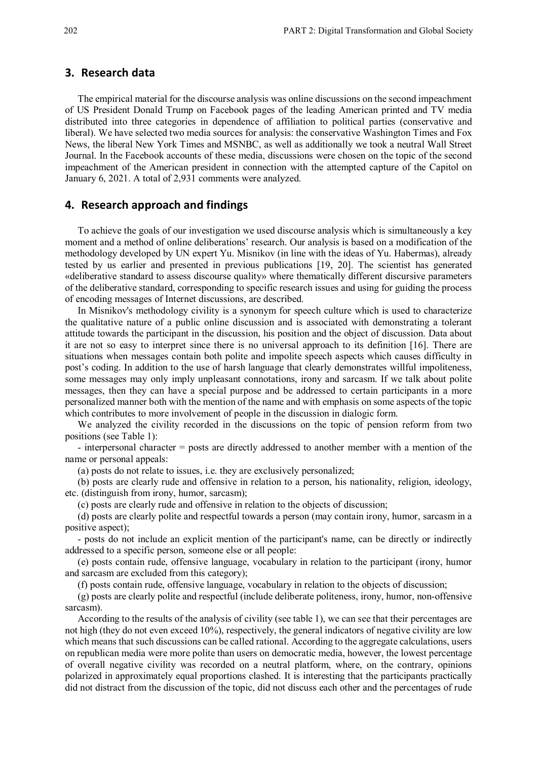## 3. Research data

The empirical material for the discourse analysis was online discussions on the second impeachment of US President Donald Trump on Facebook pages of the leading American printed and TV media distributed into three categories in dependence of affiliation to political parties (conservative and liberal). We have selected two media sources for analysis: the conservative Washington Times and Fox News, the liberal New York Times and MSNBC, as well as additionally we took a neutral Wall Street Journal. In the Facebook accounts of these media, discussions were chosen on the topic of the second impeachment of the American president in connection with the attempted capture of the Capitol on January 6, 2021. A total of 2,931 comments were analyzed.

## 4. Research approach and findings

To achieve the goals of our investigation we used discourse analysis which is simultaneously a key moment and a method of online deliberations' research. Our analysis is based on a modification of the methodology developed by UN expert Yu. Misnikov (in line with the ideas of Yu. Habermas), already tested by us earlier and presented in previous publications [19, 20]. The scientist has generated «deliberative standard to assess discourse quality» where thematically different discursive parameters of the deliberative standard, corresponding to specific research issues and using for guiding the process of encoding messages of Internet discussions, are described.

In Misnikov's methodology civility is a synonym for speech culture which is used to characterize the qualitative nature of a public online discussion and is associated with demonstrating a tolerant attitude towards the participant in the discussion, his position and the object of discussion. Data about it are not so easy to interpret since there is no universal approach to its definition [16]. There are situations when messages contain both polite and impolite speech aspects which causes difficulty in post's coding. In addition to the use of harsh language that clearly demonstrates willful impoliteness, some messages may only imply unpleasant connotations, irony and sarcasm. If we talk about polite messages, then they can have a special purpose and be addressed to certain participants in a more personalized manner both with the mention of the name and with emphasis on some aspects of the topic which contributes to more involvement of people in the discussion in dialogic form.

We analyzed the civility recorded in the discussions on the topic of pension reform from two positions (see Table 1):

- interpersonal character = posts are directly addressed to another member with a mention of the name or personal appeals:

(a) posts do not relate to issues, i.e. they are exclusively personalized;

(b) posts are clearly rude and offensive in relation to a person, his nationality, religion, ideology, etc. (distinguish from irony, humor, sarcasm);

(c) posts are clearly rude and offensive in relation to the objects of discussion;

(d) posts are clearly polite and respectful towards a person (may contain irony, humor, sarcasm in a positive aspect);

- posts do not include an explicit mention of the participant's name, can be directly or indirectly addressed to a specific person, someone else or all people:

(e) posts contain rude, offensive language, vocabulary in relation to the participant (irony, humor and sarcasm are excluded from this category);

(f) posts contain rude, offensive language, vocabulary in relation to the objects of discussion;

(g) posts are clearly polite and respectful (include deliberate politeness, irony, humor, non-offensive sarcasm).

According to the results of the analysis of civility (see table 1), we can see that their percentages are not high (they do not even exceed 10%), respectively, the general indicators of negative civility are low which means that such discussions can be called rational. According to the aggregate calculations, users on republican media were more polite than users on democratic media, however, the lowest percentage of overall negative civility was recorded on a neutral platform, where, on the contrary, opinions polarized in approximately equal proportions clashed. It is interesting that the participants practically did not distract from the discussion of the topic, did not discuss each other and the percentages of rude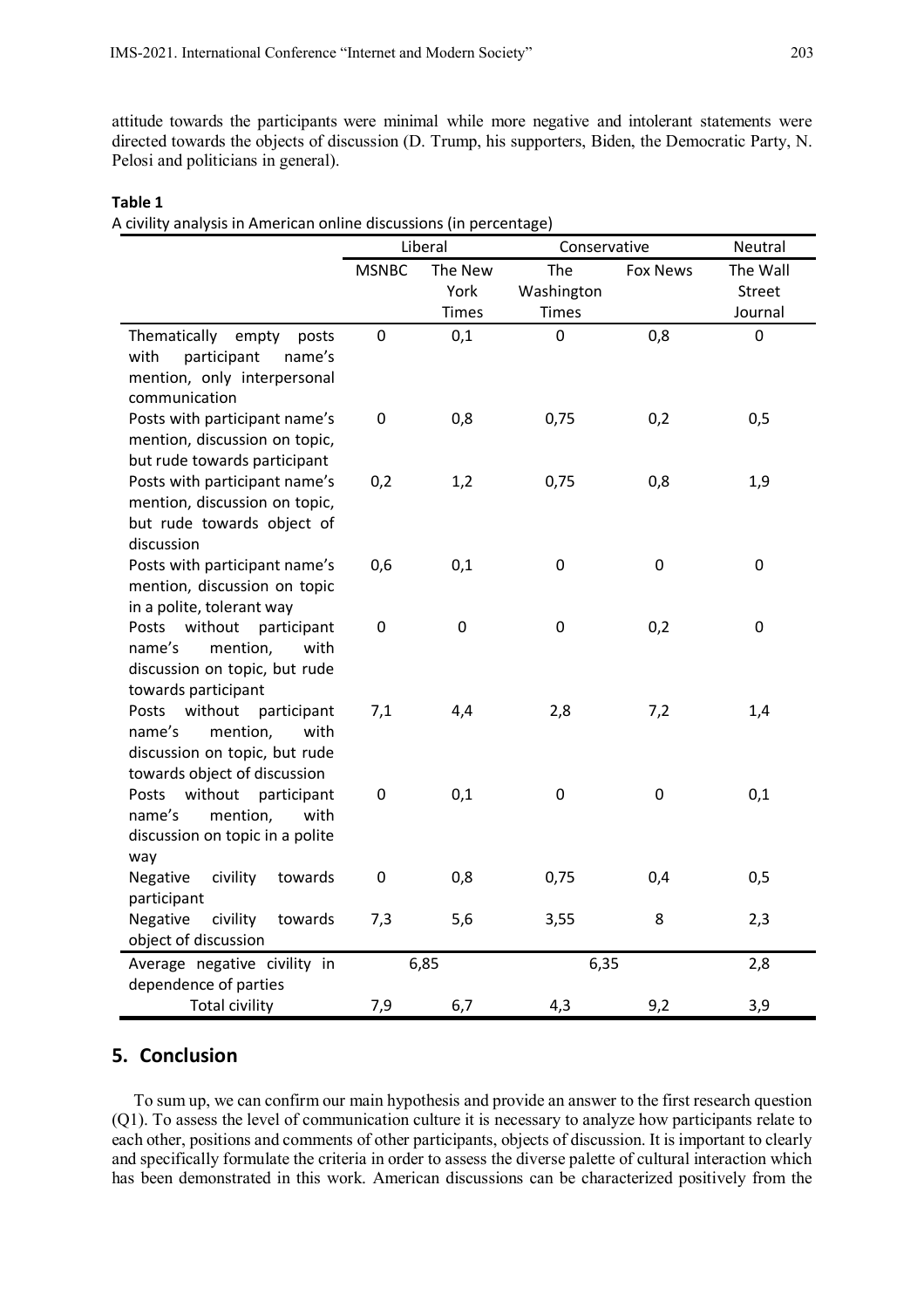attitude towards the participants were minimal while more negative and intolerant statements were directed towards the objects of discussion (D. Trump, his supporters, Biden, the Democratic Party, N. Pelosi and politicians in general).

**Table 1**

A civility analysis in American online discussions (in percentage)

| | Liberal | | Conservative | | Neutral |
|---|---|---|---|---|---|
| | MSNBC | The New York Times | The Washington Times | Fox News | The Wall Street Journal |
| Thematically empty posts with participant name's mention, only interpersonal communication | 0 | 0,1 | 0 | 0,8 | 0 |
| Posts with participant name's mention, discussion on topic, but rude towards participant | 0 | 0,8 | 0,75 | 0,2 | 0,5 |
| Posts with participant name's mention, discussion on topic, but rude towards object of discussion | 0,2 | 1,2 | 0,75 | 0,8 | 1,9 |
| Posts with participant name's mention, discussion on topic in a polite, tolerant way | 0,6 | 0,1 | 0 | 0 | 0 |
| Posts without participant name's mention, with discussion on topic, but rude towards participant | 0 | 0 | 0 | 0,2 | 0 |
| Posts without participant name's mention, with discussion on topic, but rude towards object of discussion | 7,1 | 4,4 | 2,8 | 7,2 | 1,4 |
| Posts without participant name's mention, with discussion on topic in a polite way | 0 | 0,1 | 0 | 0 | 0,1 |
| Negative civility towards participant | 0 | 0,8 | 0,75 | 0,4 | 0,5 |
| Negative civility towards object of discussion | 7,3 | 5,6 | 3,55 | 8 | 2,3 |
| Average negative civility in dependence of parties | 6,85 | | 6,35 | | 2,8 |
| Total civility | 7,9 | 6,7 | 4,3 | 9,2 | 3,9 |

## 5. Conclusion

To sum up, we can confirm our main hypothesis and provide an answer to the first research question (Q1). To assess the level of communication culture it is necessary to analyze how participants relate to each other, positions and comments of other participants, objects of discussion. It is important to clearly and specifically formulate the criteria in order to assess the diverse palette of cultural interaction which has been demonstrated in this work. American discussions can be characterized positively from the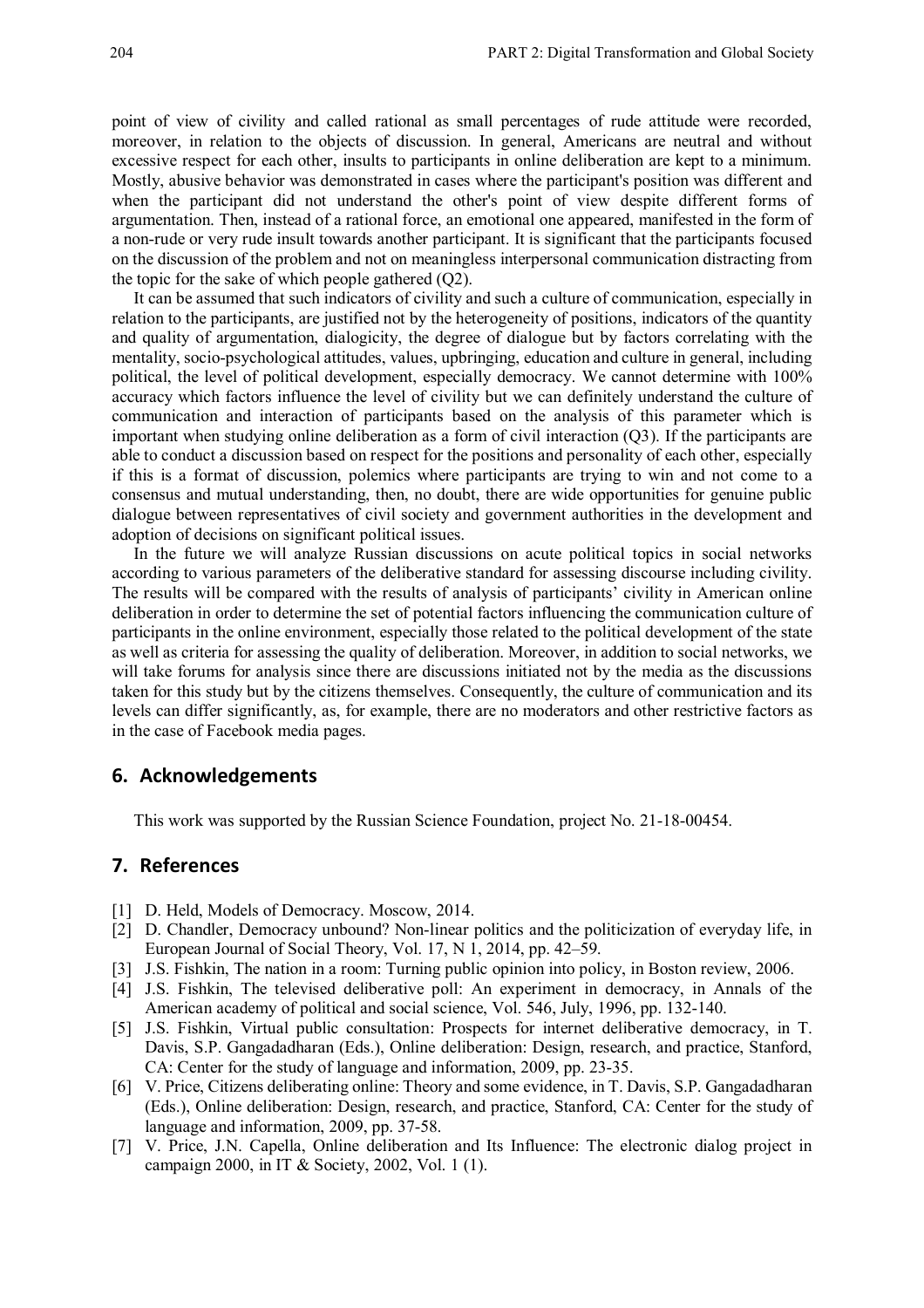point of view of civility and called rational as small percentages of rude attitude were recorded, moreover, in relation to the objects of discussion. In general, Americans are neutral and without excessive respect for each other, insults to participants in online deliberation are kept to a minimum. Mostly, abusive behavior was demonstrated in cases where the participant's position was different and when the participant did not understand the other's point of view despite different forms of argumentation. Then, instead of a rational force, an emotional one appeared, manifested in the form of a non-rude or very rude insult towards another participant. It is significant that the participants focused on the discussion of the problem and not on meaningless interpersonal communication distracting from the topic for the sake of which people gathered (Q2).

It can be assumed that such indicators of civility and such a culture of communication, especially in relation to the participants, are justified not by the heterogeneity of positions, indicators of the quantity and quality of argumentation, dialogicity, the degree of dialogue but by factors correlating with the mentality, socio-psychological attitudes, values, upbringing, education and culture in general, including political, the level of political development, especially democracy. We cannot determine with 100% accuracy which factors influence the level of civility but we can definitely understand the culture of communication and interaction of participants based on the analysis of this parameter which is important when studying online deliberation as a form of civil interaction (Q3). If the participants are able to conduct a discussion based on respect for the positions and personality of each other, especially if this is a format of discussion, polemics where participants are trying to win and not come to a consensus and mutual understanding, then, no doubt, there are wide opportunities for genuine public dialogue between representatives of civil society and government authorities in the development and adoption of decisions on significant political issues.

In the future we will analyze Russian discussions on acute political topics in social networks according to various parameters of the deliberative standard for assessing discourse including civility. The results will be compared with the results of analysis of participants' civility in American online deliberation in order to determine the set of potential factors influencing the communication culture of participants in the online environment, especially those related to the political development of the state as well as criteria for assessing the quality of deliberation. Moreover, in addition to social networks, we will take forums for analysis since there are discussions initiated not by the media as the discussions taken for this study but by the citizens themselves. Consequently, the culture of communication and its levels can differ significantly, as, for example, there are no moderators and other restrictive factors as in the case of Facebook media pages.

## 6. Acknowledgements

This work was supported by the Russian Science Foundation, project No. 21-18-00454.

## 7. References

[1] D. Held, Models of Democracy. Moscow, 2014.

[2] D. Chandler, Democracy unbound? Non-linear politics and the politicization of everyday life, in European Journal of Social Theory, Vol. 17, N 1, 2014, pp. 42–59.

[3] J.S. Fishkin, The nation in a room: Turning public opinion into policy, in Boston review, 2006.

[4] J.S. Fishkin, The televised deliberative poll: An experiment in democracy, in Annals of the American academy of political and social science, Vol. 546, July, 1996, pp. 132-140.

[5] J.S. Fishkin, Virtual public consultation: Prospects for internet deliberative democracy, in T. Davis, S.P. Gangadadharan (Eds.), Online deliberation: Design, research, and practice, Stanford, CA: Center for the study of language and information, 2009, pp. 23-35.

[6] V. Price, Citizens deliberating online: Theory and some evidence, in T. Davis, S.P. Gangadadharan (Eds.), Online deliberation: Design, research, and practice, Stanford, CA: Center for the study of language and information, 2009, pp. 37-58.

[7] V. Price, J.N. Capella, Online deliberation and Its Influence: The electronic dialog project in campaign 2000, in IT & Society, 2002, Vol. 1 (1).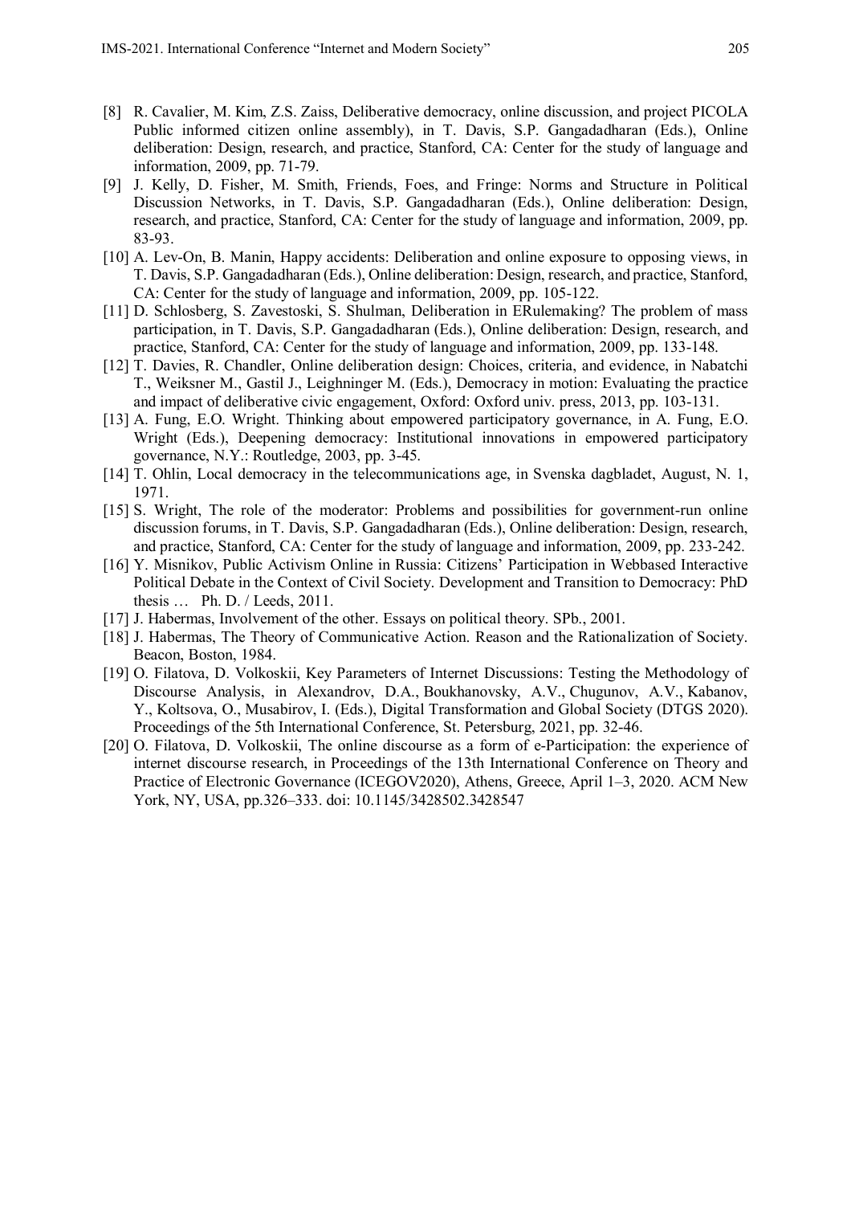[8] R. Cavalier, M. Kim, Z.S. Zaiss, Deliberative democracy, online discussion, and project PICOLA Public informed citizen online assembly), in T. Davis, S.P. Gangadadharan (Eds.), Online deliberation: Design, research, and practice, Stanford, CA: Center for the study of language and information, 2009, pp. 71-79.

[9] J. Kelly, D. Fisher, M. Smith, Friends, Foes, and Fringe: Norms and Structure in Political Discussion Networks, in T. Davis, S.P. Gangadadharan (Eds.), Online deliberation: Design, research, and practice, Stanford, CA: Center for the study of language and information, 2009, pp. 83-93.

[10] A. Lev-On, B. Manin, Happy accidents: Deliberation and online exposure to opposing views, in T. Davis, S.P. Gangadadharan (Eds.), Online deliberation: Design, research, and practice, Stanford, CA: Center for the study of language and information, 2009, pp. 105-122.

[11] D. Schlosberg, S. Zavestoski, S. Shulman, Deliberation in ERulemaking? The problem of mass participation, in T. Davis, S.P. Gangadadharan (Eds.), Online deliberation: Design, research, and practice, Stanford, CA: Center for the study of language and information, 2009, pp. 133-148.

[12] T. Davies, R. Chandler, Online deliberation design: Choices, criteria, and evidence, in Nabatchi T., Weiksner M., Gastil J., Leighninger M. (Eds.), Democracy in motion: Evaluating the practice and impact of deliberative civic engagement, Oxford: Oxford univ. press, 2013, pp. 103-131.

[13] A. Fung, E.O. Wright. Thinking about empowered participatory governance, in A. Fung, E.O. Wright (Eds.), Deepening democracy: Institutional innovations in empowered participatory governance, N.Y.: Routledge, 2003, pp. 3-45.

[14] T. Ohlin, Local democracy in the telecommunications age, in Svenska dagbladet, August, N. 1, 1971.

[15] S. Wright, The role of the moderator: Problems and possibilities for government-run online discussion forums, in T. Davis, S.P. Gangadadharan (Eds.), Online deliberation: Design, research, and practice, Stanford, CA: Center for the study of language and information, 2009, pp. 233-242.

[16] Y. Misnikov, Public Activism Online in Russia: Citizens' Participation in Webbased Interactive Political Debate in the Context of Civil Society. Development and Transition to Democracy: PhD thesis … Ph. D. / Leeds, 2011.

[17] J. Habermas, Involvement of the other. Essays on political theory. SPb., 2001.

[18] J. Habermas, The Theory of Communicative Action. Reason and the Rationalization of Society. Beacon, Boston, 1984.

[19] O. Filatova, D. Volkoskii, Key Parameters of Internet Discussions: Testing the Methodology of Discourse Analysis, in Alexandrov, D.A., Boukhanovsky, A.V., Chugunov, A.V., Kabanov, Y., Koltsova, O., Musabirov, I. (Eds.), Digital Transformation and Global Society (DTGS 2020). Proceedings of the 5th International Conference, St. Petersburg, 2021, pp. 32-46.

[20] O. Filatova, D. Volkoskii, The online discourse as a form of e-Participation: the experience of internet discourse research, in Proceedings of the 13th International Conference on Theory and Practice of Electronic Governance (ICEGOV2020), Athens, Greece, April 1–3, 2020. ACM New York, NY, USA, pp.326–333. doi: 10.1145/3428502.3428547